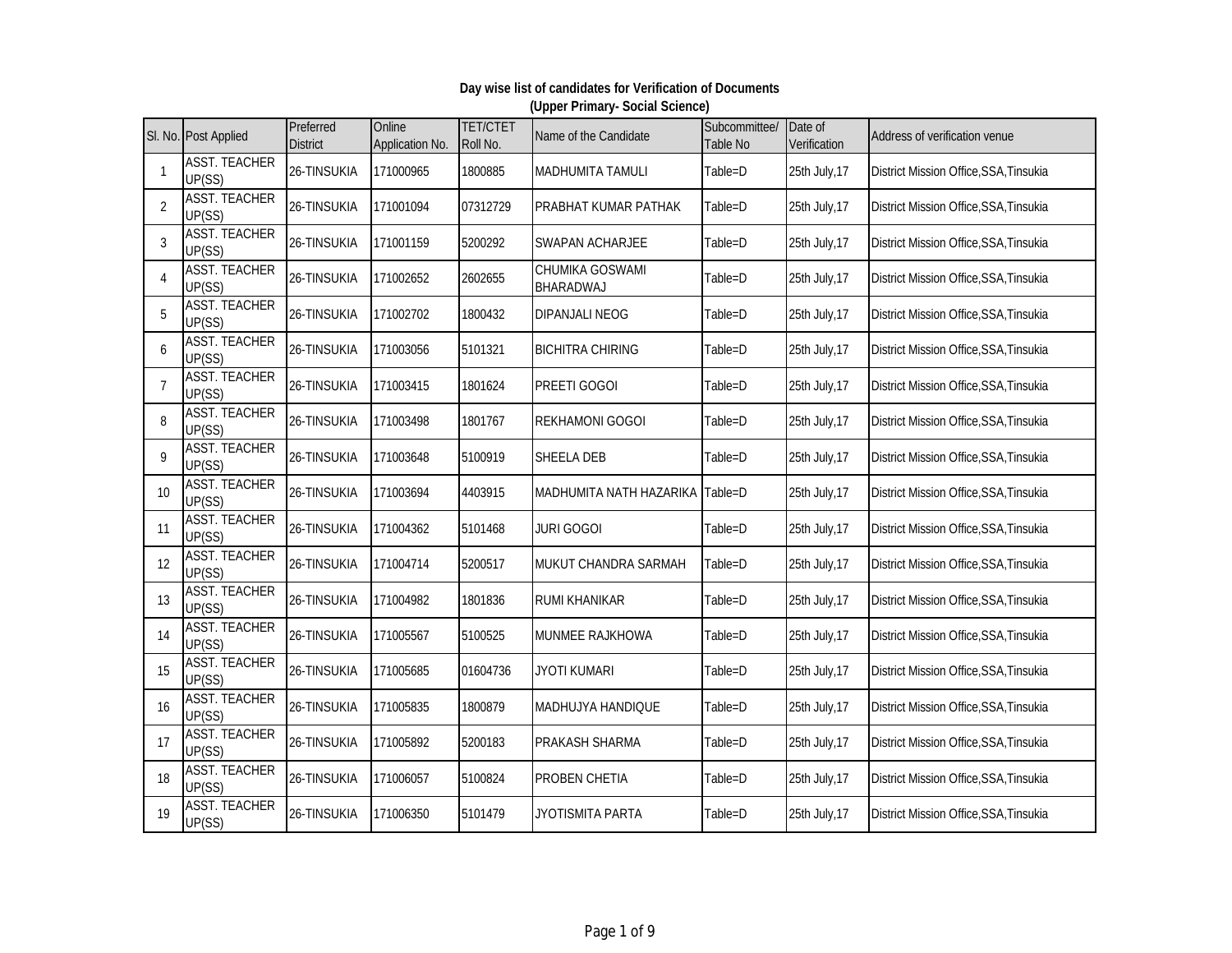**Day wise list of candidates for Verification of Documents**
**(Upper Primary- Social Science)**

| Sl. No. | Post Applied | Preferred District | Online Application No. | TET/CTET Roll No. | Name of the Candidate | Subcommittee/ Table No | Date of Verification | Address of verification venue |
|---|---|---|---|---|---|---|---|---|
| 1 | ASST. TEACHER UP(SS) | 26-TINSUKIA | 171000965 | 1800885 | MADHUMITA TAMULI | Table=D | 25th July,17 | District Mission Office,SSA,Tinsukia |
| 2 | ASST. TEACHER UP(SS) | 26-TINSUKIA | 171001094 | 07312729 | PRABHAT KUMAR PATHAK | Table=D | 25th July,17 | District Mission Office,SSA,Tinsukia |
| 3 | ASST. TEACHER UP(SS) | 26-TINSUKIA | 171001159 | 5200292 | SWAPAN ACHARJEE | Table=D | 25th July,17 | District Mission Office,SSA,Tinsukia |
| 4 | ASST. TEACHER UP(SS) | 26-TINSUKIA | 171002652 | 2602655 | CHUMIKA GOSWAMI BHARADWAJ | Table=D | 25th July,17 | District Mission Office,SSA,Tinsukia |
| 5 | ASST. TEACHER UP(SS) | 26-TINSUKIA | 171002702 | 1800432 | DIPANJALI NEOG | Table=D | 25th July,17 | District Mission Office,SSA,Tinsukia |
| 6 | ASST. TEACHER UP(SS) | 26-TINSUKIA | 171003056 | 5101321 | BICHITRA CHIRING | Table=D | 25th July,17 | District Mission Office,SSA,Tinsukia |
| 7 | ASST. TEACHER UP(SS) | 26-TINSUKIA | 171003415 | 1801624 | PREETI GOGOI | Table=D | 25th July,17 | District Mission Office,SSA,Tinsukia |
| 8 | ASST. TEACHER UP(SS) | 26-TINSUKIA | 171003498 | 1801767 | REKHAMONI GOGOI | Table=D | 25th July,17 | District Mission Office,SSA,Tinsukia |
| 9 | ASST. TEACHER UP(SS) | 26-TINSUKIA | 171003648 | 5100919 | SHEELA DEB | Table=D | 25th July,17 | District Mission Office,SSA,Tinsukia |
| 10 | ASST. TEACHER UP(SS) | 26-TINSUKIA | 171003694 | 4403915 | MADHUMITA NATH HAZARIKA | Table=D | 25th July,17 | District Mission Office,SSA,Tinsukia |
| 11 | ASST. TEACHER UP(SS) | 26-TINSUKIA | 171004362 | 5101468 | JURI GOGOI | Table=D | 25th July,17 | District Mission Office,SSA,Tinsukia |
| 12 | ASST. TEACHER UP(SS) | 26-TINSUKIA | 171004714 | 5200517 | MUKUT CHANDRA SARMAH | Table=D | 25th July,17 | District Mission Office,SSA,Tinsukia |
| 13 | ASST. TEACHER UP(SS) | 26-TINSUKIA | 171004982 | 1801836 | RUMI KHANIKAR | Table=D | 25th July,17 | District Mission Office,SSA,Tinsukia |
| 14 | ASST. TEACHER UP(SS) | 26-TINSUKIA | 171005567 | 5100525 | MUNMEE RAJKHOWA | Table=D | 25th July,17 | District Mission Office,SSA,Tinsukia |
| 15 | ASST. TEACHER UP(SS) | 26-TINSUKIA | 171005685 | 01604736 | JYOTI KUMARI | Table=D | 25th July,17 | District Mission Office,SSA,Tinsukia |
| 16 | ASST. TEACHER UP(SS) | 26-TINSUKIA | 171005835 | 1800879 | MADHUJYA HANDIQUE | Table=D | 25th July,17 | District Mission Office,SSA,Tinsukia |
| 17 | ASST. TEACHER UP(SS) | 26-TINSUKIA | 171005892 | 5200183 | PRAKASH SHARMA | Table=D | 25th July,17 | District Mission Office,SSA,Tinsukia |
| 18 | ASST. TEACHER UP(SS) | 26-TINSUKIA | 171006057 | 5100824 | PROBEN CHETIA | Table=D | 25th July,17 | District Mission Office,SSA,Tinsukia |
| 19 | ASST. TEACHER UP(SS) | 26-TINSUKIA | 171006350 | 5101479 | JYOTISMITA PARTA | Table=D | 25th July,17 | District Mission Office,SSA,Tinsukia |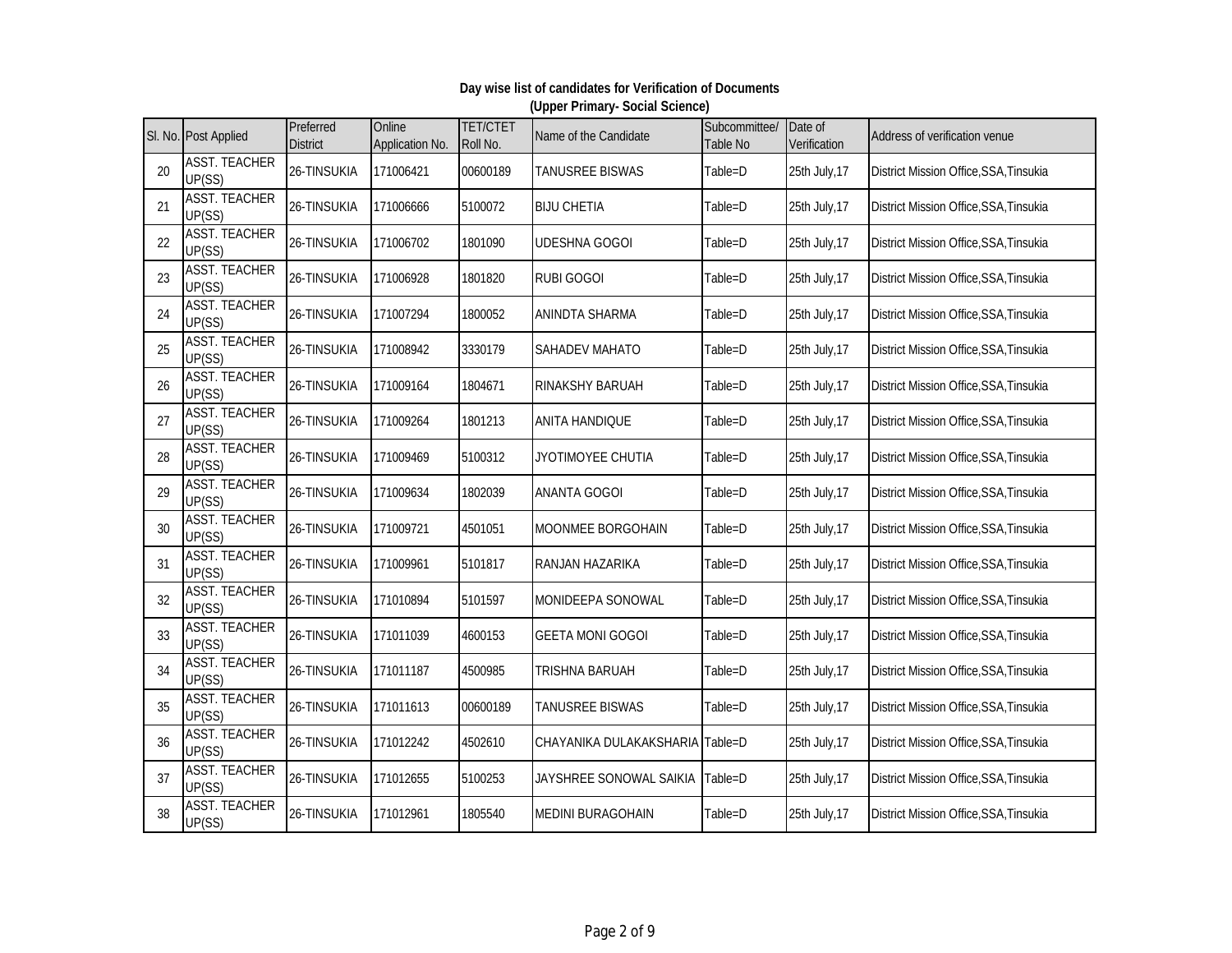**Day wise list of candidates for Verification of Documents**
**(Upper Primary- Social Science)**

| Sl. No. | Post Applied | Preferred District | Online Application No. | TET/CTET Roll No. | Name of the Candidate | Subcommittee/ Table No | Date of Verification | Address of verification venue |
|---|---|---|---|---|---|---|---|---|
| 20 | ASST. TEACHER UP(SS) | 26-TINSUKIA | 171006421 | 00600189 | TANUSREE BISWAS | Table=D | 25th July,17 | District Mission Office,SSA,Tinsukia |
| 21 | ASST. TEACHER UP(SS) | 26-TINSUKIA | 171006666 | 5100072 | BIJU CHETIA | Table=D | 25th July,17 | District Mission Office,SSA,Tinsukia |
| 22 | ASST. TEACHER UP(SS) | 26-TINSUKIA | 171006702 | 1801090 | UDESHNA GOGOI | Table=D | 25th July,17 | District Mission Office,SSA,Tinsukia |
| 23 | ASST. TEACHER UP(SS) | 26-TINSUKIA | 171006928 | 1801820 | RUBI GOGOI | Table=D | 25th July,17 | District Mission Office,SSA,Tinsukia |
| 24 | ASST. TEACHER UP(SS) | 26-TINSUKIA | 171007294 | 1800052 | ANINDTA SHARMA | Table=D | 25th July,17 | District Mission Office,SSA,Tinsukia |
| 25 | ASST. TEACHER UP(SS) | 26-TINSUKIA | 171008942 | 3330179 | SAHADEV MAHATO | Table=D | 25th July,17 | District Mission Office,SSA,Tinsukia |
| 26 | ASST. TEACHER UP(SS) | 26-TINSUKIA | 171009164 | 1804671 | RINAKSHY BARUAH | Table=D | 25th July,17 | District Mission Office,SSA,Tinsukia |
| 27 | ASST. TEACHER UP(SS) | 26-TINSUKIA | 171009264 | 1801213 | ANITA HANDIQUE | Table=D | 25th July,17 | District Mission Office,SSA,Tinsukia |
| 28 | ASST. TEACHER UP(SS) | 26-TINSUKIA | 171009469 | 5100312 | JYOTIMOYEE CHUTIA | Table=D | 25th July,17 | District Mission Office,SSA,Tinsukia |
| 29 | ASST. TEACHER UP(SS) | 26-TINSUKIA | 171009634 | 1802039 | ANANTA GOGOI | Table=D | 25th July,17 | District Mission Office,SSA,Tinsukia |
| 30 | ASST. TEACHER UP(SS) | 26-TINSUKIA | 171009721 | 4501051 | MOONMEE BORGOHAIN | Table=D | 25th July,17 | District Mission Office,SSA,Tinsukia |
| 31 | ASST. TEACHER UP(SS) | 26-TINSUKIA | 171009961 | 5101817 | RANJAN HAZARIKA | Table=D | 25th July,17 | District Mission Office,SSA,Tinsukia |
| 32 | ASST. TEACHER UP(SS) | 26-TINSUKIA | 171010894 | 5101597 | MONIDEEPA SONOWAL | Table=D | 25th July,17 | District Mission Office,SSA,Tinsukia |
| 33 | ASST. TEACHER UP(SS) | 26-TINSUKIA | 171011039 | 4600153 | GEETA MONI GOGOI | Table=D | 25th July,17 | District Mission Office,SSA,Tinsukia |
| 34 | ASST. TEACHER UP(SS) | 26-TINSUKIA | 171011187 | 4500985 | TRISHNA BARUAH | Table=D | 25th July,17 | District Mission Office,SSA,Tinsukia |
| 35 | ASST. TEACHER UP(SS) | 26-TINSUKIA | 171011613 | 00600189 | TANUSREE BISWAS | Table=D | 25th July,17 | District Mission Office,SSA,Tinsukia |
| 36 | ASST. TEACHER UP(SS) | 26-TINSUKIA | 171012242 | 4502610 | CHAYANIKA DULAKAKSHARIA | Table=D | 25th July,17 | District Mission Office,SSA,Tinsukia |
| 37 | ASST. TEACHER UP(SS) | 26-TINSUKIA | 171012655 | 5100253 | JAYSHREE SONOWAL SAIKIA | Table=D | 25th July,17 | District Mission Office,SSA,Tinsukia |
| 38 | ASST. TEACHER UP(SS) | 26-TINSUKIA | 171012961 | 1805540 | MEDINI BURAGOHAIN | Table=D | 25th July,17 | District Mission Office,SSA,Tinsukia |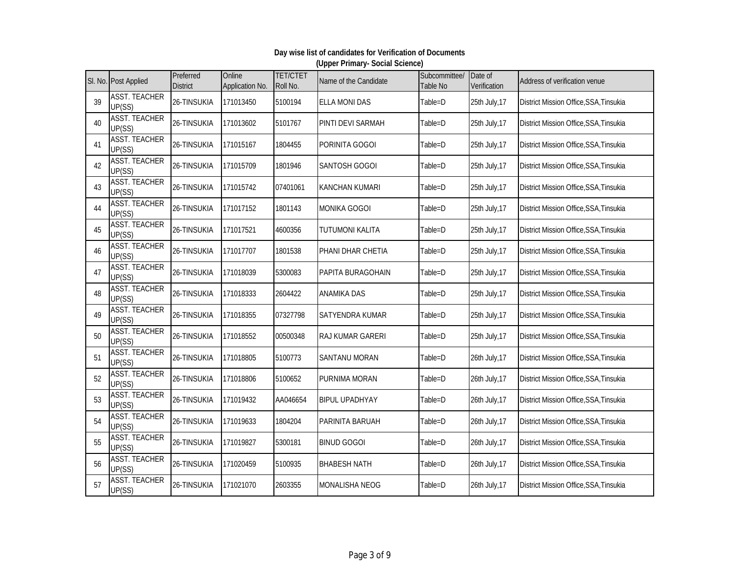**Day wise list of candidates for Verification of Documents**
**(Upper Primary- Social Science)**

| Sl. No. | Post Applied | Preferred District | Online Application No. | TET/CTET Roll No. | Name of the Candidate | Subcommittee/ Table No | Date of Verification | Address of verification venue |
|---|---|---|---|---|---|---|---|---|
| 39 | ASST. TEACHER UP(SS) | 26-TINSUKIA | 171013450 | 5100194 | ELLA MONI DAS | Table=D | 25th July,17 | District Mission Office,SSA,Tinsukia |
| 40 | ASST. TEACHER UP(SS) | 26-TINSUKIA | 171013602 | 5101767 | PINTI DEVI SARMAH | Table=D | 25th July,17 | District Mission Office,SSA,Tinsukia |
| 41 | ASST. TEACHER UP(SS) | 26-TINSUKIA | 171015167 | 1804455 | PORINITA GOGOI | Table=D | 25th July,17 | District Mission Office,SSA,Tinsukia |
| 42 | ASST. TEACHER UP(SS) | 26-TINSUKIA | 171015709 | 1801946 | SANTOSH GOGOI | Table=D | 25th July,17 | District Mission Office,SSA,Tinsukia |
| 43 | ASST. TEACHER UP(SS) | 26-TINSUKIA | 171015742 | 07401061 | KANCHAN KUMARI | Table=D | 25th July,17 | District Mission Office,SSA,Tinsukia |
| 44 | ASST. TEACHER UP(SS) | 26-TINSUKIA | 171017152 | 1801143 | MONIKA GOGOI | Table=D | 25th July,17 | District Mission Office,SSA,Tinsukia |
| 45 | ASST. TEACHER UP(SS) | 26-TINSUKIA | 171017521 | 4600356 | TUTUMONI KALITA | Table=D | 25th July,17 | District Mission Office,SSA,Tinsukia |
| 46 | ASST. TEACHER UP(SS) | 26-TINSUKIA | 171017707 | 1801538 | PHANI DHAR CHETIA | Table=D | 25th July,17 | District Mission Office,SSA,Tinsukia |
| 47 | ASST. TEACHER UP(SS) | 26-TINSUKIA | 171018039 | 5300083 | PAPITA BURAGOHAIN | Table=D | 25th July,17 | District Mission Office,SSA,Tinsukia |
| 48 | ASST. TEACHER UP(SS) | 26-TINSUKIA | 171018333 | 2604422 | ANAMIKA DAS | Table=D | 25th July,17 | District Mission Office,SSA,Tinsukia |
| 49 | ASST. TEACHER UP(SS) | 26-TINSUKIA | 171018355 | 07327798 | SATYENDRA KUMAR | Table=D | 25th July,17 | District Mission Office,SSA,Tinsukia |
| 50 | ASST. TEACHER UP(SS) | 26-TINSUKIA | 171018552 | 00500348 | RAJ KUMAR GARERI | Table=D | 25th July,17 | District Mission Office,SSA,Tinsukia |
| 51 | ASST. TEACHER UP(SS) | 26-TINSUKIA | 171018805 | 5100773 | SANTANU MORAN | Table=D | 26th July,17 | District Mission Office,SSA,Tinsukia |
| 52 | ASST. TEACHER UP(SS) | 26-TINSUKIA | 171018806 | 5100652 | PURNIMA MORAN | Table=D | 26th July,17 | District Mission Office,SSA,Tinsukia |
| 53 | ASST. TEACHER UP(SS) | 26-TINSUKIA | 171019432 | AA046654 | BIPUL UPADHYAY | Table=D | 26th July,17 | District Mission Office,SSA,Tinsukia |
| 54 | ASST. TEACHER UP(SS) | 26-TINSUKIA | 171019633 | 1804204 | PARINITA BARUAH | Table=D | 26th July,17 | District Mission Office,SSA,Tinsukia |
| 55 | ASST. TEACHER UP(SS) | 26-TINSUKIA | 171019827 | 5300181 | BINUD GOGOI | Table=D | 26th July,17 | District Mission Office,SSA,Tinsukia |
| 56 | ASST. TEACHER UP(SS) | 26-TINSUKIA | 171020459 | 5100935 | BHABESH NATH | Table=D | 26th July,17 | District Mission Office,SSA,Tinsukia |
| 57 | ASST. TEACHER UP(SS) | 26-TINSUKIA | 171021070 | 2603355 | MONALISHA NEOG | Table=D | 26th July,17 | District Mission Office,SSA,Tinsukia |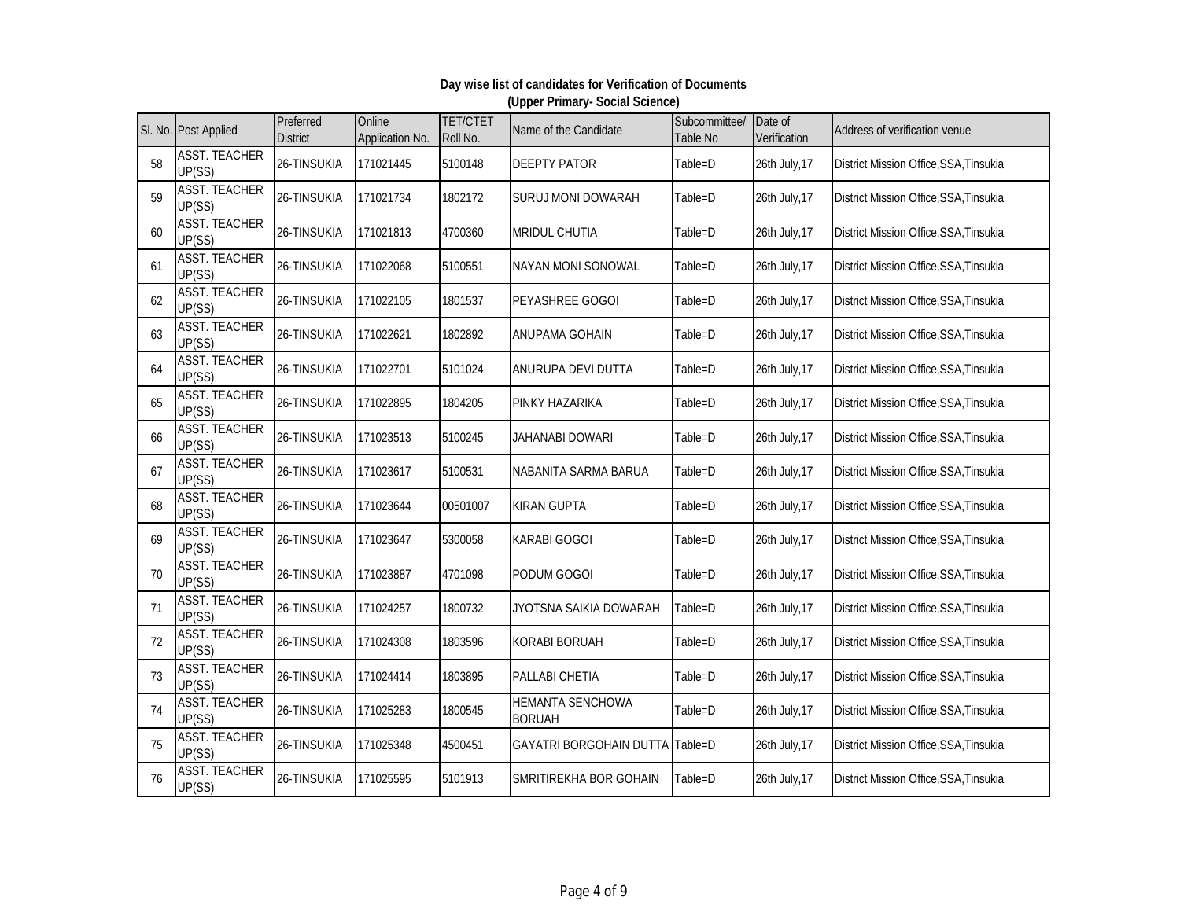**Day wise list of candidates for Verification of Documents**
**(Upper Primary- Social Science)**

| Sl. No. | Post Applied | Preferred District | Online Application No. | TET/CTET Roll No. | Name of the Candidate | Subcommittee/ Table No | Date of Verification | Address of verification venue |
|---|---|---|---|---|---|---|---|---|
| 58 | ASST. TEACHER UP(SS) | 26-TINSUKIA | 171021445 | 5100148 | DEEPTY PATOR | Table=D | 26th July,17 | District Mission Office,SSA,Tinsukia |
| 59 | ASST. TEACHER UP(SS) | 26-TINSUKIA | 171021734 | 1802172 | SURUJ MONI DOWARAH | Table=D | 26th July,17 | District Mission Office,SSA,Tinsukia |
| 60 | ASST. TEACHER UP(SS) | 26-TINSUKIA | 171021813 | 4700360 | MRIDUL CHUTIA | Table=D | 26th July,17 | District Mission Office,SSA,Tinsukia |
| 61 | ASST. TEACHER UP(SS) | 26-TINSUKIA | 171022068 | 5100551 | NAYAN MONI SONOWAL | Table=D | 26th July,17 | District Mission Office,SSA,Tinsukia |
| 62 | ASST. TEACHER UP(SS) | 26-TINSUKIA | 171022105 | 1801537 | PEYASHREE GOGOI | Table=D | 26th July,17 | District Mission Office,SSA,Tinsukia |
| 63 | ASST. TEACHER UP(SS) | 26-TINSUKIA | 171022621 | 1802892 | ANUPAMA GOHAIN | Table=D | 26th July,17 | District Mission Office,SSA,Tinsukia |
| 64 | ASST. TEACHER UP(SS) | 26-TINSUKIA | 171022701 | 5101024 | ANURUPA DEVI DUTTA | Table=D | 26th July,17 | District Mission Office,SSA,Tinsukia |
| 65 | ASST. TEACHER UP(SS) | 26-TINSUKIA | 171022895 | 1804205 | PINKY HAZARIKA | Table=D | 26th July,17 | District Mission Office,SSA,Tinsukia |
| 66 | ASST. TEACHER UP(SS) | 26-TINSUKIA | 171023513 | 5100245 | JAHANABI DOWARI | Table=D | 26th July,17 | District Mission Office,SSA,Tinsukia |
| 67 | ASST. TEACHER UP(SS) | 26-TINSUKIA | 171023617 | 5100531 | NABANITA SARMA BARUA | Table=D | 26th July,17 | District Mission Office,SSA,Tinsukia |
| 68 | ASST. TEACHER UP(SS) | 26-TINSUKIA | 171023644 | 00501007 | KIRAN GUPTA | Table=D | 26th July,17 | District Mission Office,SSA,Tinsukia |
| 69 | ASST. TEACHER UP(SS) | 26-TINSUKIA | 171023647 | 5300058 | KARABI GOGOI | Table=D | 26th July,17 | District Mission Office,SSA,Tinsukia |
| 70 | ASST. TEACHER UP(SS) | 26-TINSUKIA | 171023887 | 4701098 | PODUM GOGOI | Table=D | 26th July,17 | District Mission Office,SSA,Tinsukia |
| 71 | ASST. TEACHER UP(SS) | 26-TINSUKIA | 171024257 | 1800732 | JYOTSNA SAIKIA DOWARAH | Table=D | 26th July,17 | District Mission Office,SSA,Tinsukia |
| 72 | ASST. TEACHER UP(SS) | 26-TINSUKIA | 171024308 | 1803596 | KORABI BORUAH | Table=D | 26th July,17 | District Mission Office,SSA,Tinsukia |
| 73 | ASST. TEACHER UP(SS) | 26-TINSUKIA | 171024414 | 1803895 | PALLABI CHETIA | Table=D | 26th July,17 | District Mission Office,SSA,Tinsukia |
| 74 | ASST. TEACHER UP(SS) | 26-TINSUKIA | 171025283 | 1800545 | HEMANTA SENCHOWA BORUAH | Table=D | 26th July,17 | District Mission Office,SSA,Tinsukia |
| 75 | ASST. TEACHER UP(SS) | 26-TINSUKIA | 171025348 | 4500451 | GAYATRI BORGOHAIN DUTTA | Table=D | 26th July,17 | District Mission Office,SSA,Tinsukia |
| 76 | ASST. TEACHER UP(SS) | 26-TINSUKIA | 171025595 | 5101913 | SMRITIREKHA BOR GOHAIN | Table=D | 26th July,17 | District Mission Office,SSA,Tinsukia |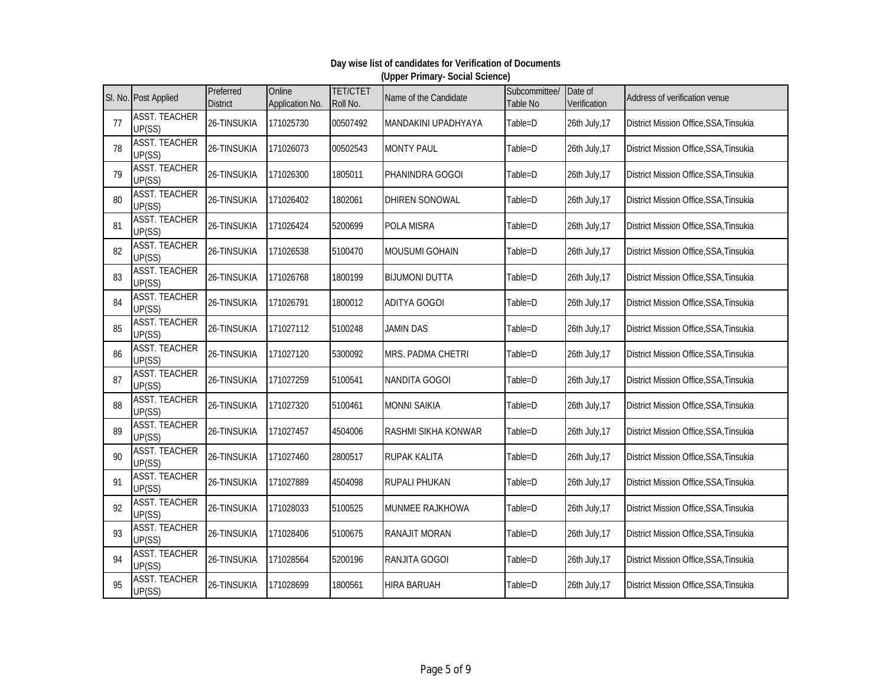**Day wise list of candidates for Verification of Documents**
**(Upper Primary- Social Science)**

| Sl. No. | Post Applied | Preferred District | Online Application No. | TET/CTET Roll No. | Name of the Candidate | Subcommittee/ Table No | Date of Verification | Address of verification venue |
|---|---|---|---|---|---|---|---|---|
| 77 | ASST. TEACHER UP(SS) | 26-TINSUKIA | 171025730 | 00507492 | MANDAKINI UPADHYAYA | Table=D | 26th July,17 | District Mission Office,SSA,Tinsukia |
| 78 | ASST. TEACHER UP(SS) | 26-TINSUKIA | 171026073 | 00502543 | MONTY PAUL | Table=D | 26th July,17 | District Mission Office,SSA,Tinsukia |
| 79 | ASST. TEACHER UP(SS) | 26-TINSUKIA | 171026300 | 1805011 | PHANINDRA GOGOI | Table=D | 26th July,17 | District Mission Office,SSA,Tinsukia |
| 80 | ASST. TEACHER UP(SS) | 26-TINSUKIA | 171026402 | 1802061 | DHIREN SONOWAL | Table=D | 26th July,17 | District Mission Office,SSA,Tinsukia |
| 81 | ASST. TEACHER UP(SS) | 26-TINSUKIA | 171026424 | 5200699 | POLA MISRA | Table=D | 26th July,17 | District Mission Office,SSA,Tinsukia |
| 82 | ASST. TEACHER UP(SS) | 26-TINSUKIA | 171026538 | 5100470 | MOUSUMI GOHAIN | Table=D | 26th July,17 | District Mission Office,SSA,Tinsukia |
| 83 | ASST. TEACHER UP(SS) | 26-TINSUKIA | 171026768 | 1800199 | BIJUMONI DUTTA | Table=D | 26th July,17 | District Mission Office,SSA,Tinsukia |
| 84 | ASST. TEACHER UP(SS) | 26-TINSUKIA | 171026791 | 1800012 | ADITYA GOGOI | Table=D | 26th July,17 | District Mission Office,SSA,Tinsukia |
| 85 | ASST. TEACHER UP(SS) | 26-TINSUKIA | 171027112 | 5100248 | JAMIN DAS | Table=D | 26th July,17 | District Mission Office,SSA,Tinsukia |
| 86 | ASST. TEACHER UP(SS) | 26-TINSUKIA | 171027120 | 5300092 | MRS. PADMA CHETRI | Table=D | 26th July,17 | District Mission Office,SSA,Tinsukia |
| 87 | ASST. TEACHER UP(SS) | 26-TINSUKIA | 171027259 | 5100541 | NANDITA GOGOI | Table=D | 26th July,17 | District Mission Office,SSA,Tinsukia |
| 88 | ASST. TEACHER UP(SS) | 26-TINSUKIA | 171027320 | 5100461 | MONNI SAIKIA | Table=D | 26th July,17 | District Mission Office,SSA,Tinsukia |
| 89 | ASST. TEACHER UP(SS) | 26-TINSUKIA | 171027457 | 4504006 | RASHMI SIKHA KONWAR | Table=D | 26th July,17 | District Mission Office,SSA,Tinsukia |
| 90 | ASST. TEACHER UP(SS) | 26-TINSUKIA | 171027460 | 2800517 | RUPAK KALITA | Table=D | 26th July,17 | District Mission Office,SSA,Tinsukia |
| 91 | ASST. TEACHER UP(SS) | 26-TINSUKIA | 171027889 | 4504098 | RUPALI PHUKAN | Table=D | 26th July,17 | District Mission Office,SSA,Tinsukia |
| 92 | ASST. TEACHER UP(SS) | 26-TINSUKIA | 171028033 | 5100525 | MUNMEE RAJKHOWA | Table=D | 26th July,17 | District Mission Office,SSA,Tinsukia |
| 93 | ASST. TEACHER UP(SS) | 26-TINSUKIA | 171028406 | 5100675 | RANAJIT MORAN | Table=D | 26th July,17 | District Mission Office,SSA,Tinsukia |
| 94 | ASST. TEACHER UP(SS) | 26-TINSUKIA | 171028564 | 5200196 | RANJITA GOGOI | Table=D | 26th July,17 | District Mission Office,SSA,Tinsukia |
| 95 | ASST. TEACHER UP(SS) | 26-TINSUKIA | 171028699 | 1800561 | HIRA BARUAH | Table=D | 26th July,17 | District Mission Office,SSA,Tinsukia |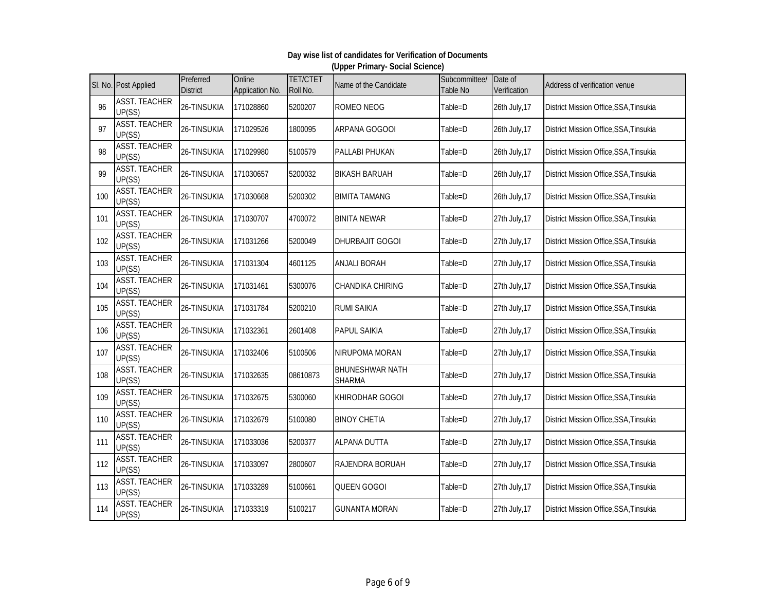**Day wise list of candidates for Verification of Documents**
**(Upper Primary- Social Science)**

| Sl. No. | Post Applied | Preferred District | Online Application No. | TET/CTET Roll No. | Name of the Candidate | Subcommittee/ Table No | Date of Verification | Address of verification venue |
|---|---|---|---|---|---|---|---|---|
| 96 | ASST. TEACHER UP(SS) | 26-TINSUKIA | 171028860 | 5200207 | ROMEO NEOG | Table=D | 26th July,17 | District Mission Office,SSA,Tinsukia |
| 97 | ASST. TEACHER UP(SS) | 26-TINSUKIA | 171029526 | 1800095 | ARPANA GOGOOI | Table=D | 26th July,17 | District Mission Office,SSA,Tinsukia |
| 98 | ASST. TEACHER UP(SS) | 26-TINSUKIA | 171029980 | 5100579 | PALLABI PHUKAN | Table=D | 26th July,17 | District Mission Office,SSA,Tinsukia |
| 99 | ASST. TEACHER UP(SS) | 26-TINSUKIA | 171030657 | 5200032 | BIKASH BARUAH | Table=D | 26th July,17 | District Mission Office,SSA,Tinsukia |
| 100 | ASST. TEACHER UP(SS) | 26-TINSUKIA | 171030668 | 5200302 | BIMITA TAMANG | Table=D | 26th July,17 | District Mission Office,SSA,Tinsukia |
| 101 | ASST. TEACHER UP(SS) | 26-TINSUKIA | 171030707 | 4700072 | BINITA NEWAR | Table=D | 27th July,17 | District Mission Office,SSA,Tinsukia |
| 102 | ASST. TEACHER UP(SS) | 26-TINSUKIA | 171031266 | 5200049 | DHURBAJIT GOGOI | Table=D | 27th July,17 | District Mission Office,SSA,Tinsukia |
| 103 | ASST. TEACHER UP(SS) | 26-TINSUKIA | 171031304 | 4601125 | ANJALI BORAH | Table=D | 27th July,17 | District Mission Office,SSA,Tinsukia |
| 104 | ASST. TEACHER UP(SS) | 26-TINSUKIA | 171031461 | 5300076 | CHANDIKA CHIRING | Table=D | 27th July,17 | District Mission Office,SSA,Tinsukia |
| 105 | ASST. TEACHER UP(SS) | 26-TINSUKIA | 171031784 | 5200210 | RUMI SAIKIA | Table=D | 27th July,17 | District Mission Office,SSA,Tinsukia |
| 106 | ASST. TEACHER UP(SS) | 26-TINSUKIA | 171032361 | 2601408 | PAPUL SAIKIA | Table=D | 27th July,17 | District Mission Office,SSA,Tinsukia |
| 107 | ASST. TEACHER UP(SS) | 26-TINSUKIA | 171032406 | 5100506 | NIRUPOMA MORAN | Table=D | 27th July,17 | District Mission Office,SSA,Tinsukia |
| 108 | ASST. TEACHER UP(SS) | 26-TINSUKIA | 171032635 | 08610873 | BHUNESHWAR NATH SHARMA | Table=D | 27th July,17 | District Mission Office,SSA,Tinsukia |
| 109 | ASST. TEACHER UP(SS) | 26-TINSUKIA | 171032675 | 5300060 | KHIRODHAR GOGOI | Table=D | 27th July,17 | District Mission Office,SSA,Tinsukia |
| 110 | ASST. TEACHER UP(SS) | 26-TINSUKIA | 171032679 | 5100080 | BINOY CHETIA | Table=D | 27th July,17 | District Mission Office,SSA,Tinsukia |
| 111 | ASST. TEACHER UP(SS) | 26-TINSUKIA | 171033036 | 5200377 | ALPANA DUTTA | Table=D | 27th July,17 | District Mission Office,SSA,Tinsukia |
| 112 | ASST. TEACHER UP(SS) | 26-TINSUKIA | 171033097 | 2800607 | RAJENDRA BORUAH | Table=D | 27th July,17 | District Mission Office,SSA,Tinsukia |
| 113 | ASST. TEACHER UP(SS) | 26-TINSUKIA | 171033289 | 5100661 | QUEEN GOGOI | Table=D | 27th July,17 | District Mission Office,SSA,Tinsukia |
| 114 | ASST. TEACHER UP(SS) | 26-TINSUKIA | 171033319 | 5100217 | GUNANTA MORAN | Table=D | 27th July,17 | District Mission Office,SSA,Tinsukia |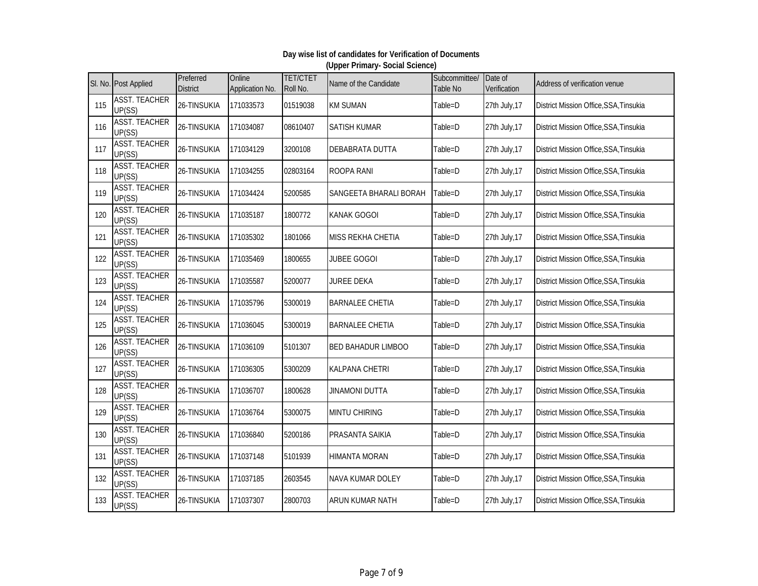**Day wise list of candidates for Verification of Documents**
**(Upper Primary- Social Science)**

| Sl. No. | Post Applied | Preferred District | Online Application No. | TET/CTET Roll No. | Name of the Candidate | Subcommittee/ Table No | Date of Verification | Address of verification venue |
|---|---|---|---|---|---|---|---|---|
| 115 | ASST. TEACHER UP(SS) | 26-TINSUKIA | 171033573 | 01519038 | KM SUMAN | Table=D | 27th July,17 | District Mission Office,SSA,Tinsukia |
| 116 | ASST. TEACHER UP(SS) | 26-TINSUKIA | 171034087 | 08610407 | SATISH KUMAR | Table=D | 27th July,17 | District Mission Office,SSA,Tinsukia |
| 117 | ASST. TEACHER UP(SS) | 26-TINSUKIA | 171034129 | 3200108 | DEBABRATA DUTTA | Table=D | 27th July,17 | District Mission Office,SSA,Tinsukia |
| 118 | ASST. TEACHER UP(SS) | 26-TINSUKIA | 171034255 | 02803164 | ROOPA RANI | Table=D | 27th July,17 | District Mission Office,SSA,Tinsukia |
| 119 | ASST. TEACHER UP(SS) | 26-TINSUKIA | 171034424 | 5200585 | SANGEETA BHARALI BORAH | Table=D | 27th July,17 | District Mission Office,SSA,Tinsukia |
| 120 | ASST. TEACHER UP(SS) | 26-TINSUKIA | 171035187 | 1800772 | KANAK GOGOI | Table=D | 27th July,17 | District Mission Office,SSA,Tinsukia |
| 121 | ASST. TEACHER UP(SS) | 26-TINSUKIA | 171035302 | 1801066 | MISS REKHA CHETIA | Table=D | 27th July,17 | District Mission Office,SSA,Tinsukia |
| 122 | ASST. TEACHER UP(SS) | 26-TINSUKIA | 171035469 | 1800655 | JUBEE GOGOI | Table=D | 27th July,17 | District Mission Office,SSA,Tinsukia |
| 123 | ASST. TEACHER UP(SS) | 26-TINSUKIA | 171035587 | 5200077 | JUREE DEKA | Table=D | 27th July,17 | District Mission Office,SSA,Tinsukia |
| 124 | ASST. TEACHER UP(SS) | 26-TINSUKIA | 171035796 | 5300019 | BARNALEE CHETIA | Table=D | 27th July,17 | District Mission Office,SSA,Tinsukia |
| 125 | ASST. TEACHER UP(SS) | 26-TINSUKIA | 171036045 | 5300019 | BARNALEE CHETIA | Table=D | 27th July,17 | District Mission Office,SSA,Tinsukia |
| 126 | ASST. TEACHER UP(SS) | 26-TINSUKIA | 171036109 | 5101307 | BED BAHADUR LIMBOO | Table=D | 27th July,17 | District Mission Office,SSA,Tinsukia |
| 127 | ASST. TEACHER UP(SS) | 26-TINSUKIA | 171036305 | 5300209 | KALPANA CHETRI | Table=D | 27th July,17 | District Mission Office,SSA,Tinsukia |
| 128 | ASST. TEACHER UP(SS) | 26-TINSUKIA | 171036707 | 1800628 | JINAMONI DUTTA | Table=D | 27th July,17 | District Mission Office,SSA,Tinsukia |
| 129 | ASST. TEACHER UP(SS) | 26-TINSUKIA | 171036764 | 5300075 | MINTU CHIRING | Table=D | 27th July,17 | District Mission Office,SSA,Tinsukia |
| 130 | ASST. TEACHER UP(SS) | 26-TINSUKIA | 171036840 | 5200186 | PRASANTA SAIKIA | Table=D | 27th July,17 | District Mission Office,SSA,Tinsukia |
| 131 | ASST. TEACHER UP(SS) | 26-TINSUKIA | 171037148 | 5101939 | HIMANTA MORAN | Table=D | 27th July,17 | District Mission Office,SSA,Tinsukia |
| 132 | ASST. TEACHER UP(SS) | 26-TINSUKIA | 171037185 | 2603545 | NAVA KUMAR DOLEY | Table=D | 27th July,17 | District Mission Office,SSA,Tinsukia |
| 133 | ASST. TEACHER UP(SS) | 26-TINSUKIA | 171037307 | 2800703 | ARUN KUMAR NATH | Table=D | 27th July,17 | District Mission Office,SSA,Tinsukia |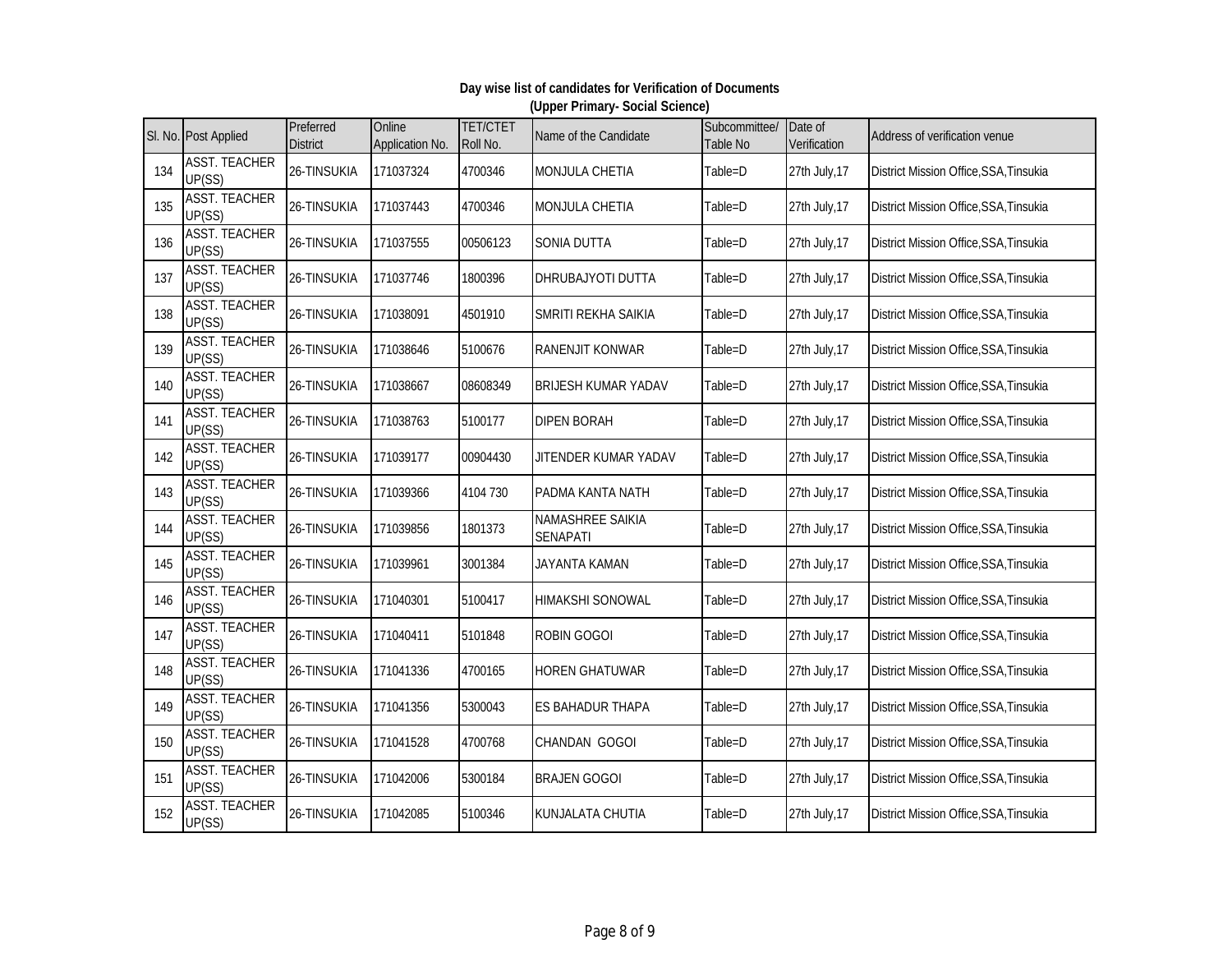**Day wise list of candidates for Verification of Documents**
**(Upper Primary- Social Science)**

| Sl. No. | Post Applied | Preferred District | Online Application No. | TET/CTET Roll No. | Name of the Candidate | Subcommittee/ Table No | Date of Verification | Address of verification venue |
|---|---|---|---|---|---|---|---|---|
| 134 | ASST. TEACHER UP(SS) | 26-TINSUKIA | 171037324 | 4700346 | MONJULA CHETIA | Table=D | 27th July,17 | District Mission Office,SSA,Tinsukia |
| 135 | ASST. TEACHER UP(SS) | 26-TINSUKIA | 171037443 | 4700346 | MONJULA CHETIA | Table=D | 27th July,17 | District Mission Office,SSA,Tinsukia |
| 136 | ASST. TEACHER UP(SS) | 26-TINSUKIA | 171037555 | 00506123 | SONIA DUTTA | Table=D | 27th July,17 | District Mission Office,SSA,Tinsukia |
| 137 | ASST. TEACHER UP(SS) | 26-TINSUKIA | 171037746 | 1800396 | DHRUBAJYOTI DUTTA | Table=D | 27th July,17 | District Mission Office,SSA,Tinsukia |
| 138 | ASST. TEACHER UP(SS) | 26-TINSUKIA | 171038091 | 4501910 | SMRITI REKHA SAIKIA | Table=D | 27th July,17 | District Mission Office,SSA,Tinsukia |
| 139 | ASST. TEACHER UP(SS) | 26-TINSUKIA | 171038646 | 5100676 | RANENJIT KONWAR | Table=D | 27th July,17 | District Mission Office,SSA,Tinsukia |
| 140 | ASST. TEACHER UP(SS) | 26-TINSUKIA | 171038667 | 08608349 | BRIJESH KUMAR YADAV | Table=D | 27th July,17 | District Mission Office,SSA,Tinsukia |
| 141 | ASST. TEACHER UP(SS) | 26-TINSUKIA | 171038763 | 5100177 | DIPEN BORAH | Table=D | 27th July,17 | District Mission Office,SSA,Tinsukia |
| 142 | ASST. TEACHER UP(SS) | 26-TINSUKIA | 171039177 | 00904430 | JITENDER KUMAR YADAV | Table=D | 27th July,17 | District Mission Office,SSA,Tinsukia |
| 143 | ASST. TEACHER UP(SS) | 26-TINSUKIA | 171039366 | 4104 730 | PADMA KANTA NATH | Table=D | 27th July,17 | District Mission Office,SSA,Tinsukia |
| 144 | ASST. TEACHER UP(SS) | 26-TINSUKIA | 171039856 | 1801373 | NAMASHREE SAIKIA SENAPATI | Table=D | 27th July,17 | District Mission Office,SSA,Tinsukia |
| 145 | ASST. TEACHER UP(SS) | 26-TINSUKIA | 171039961 | 3001384 | JAYANTA KAMAN | Table=D | 27th July,17 | District Mission Office,SSA,Tinsukia |
| 146 | ASST. TEACHER UP(SS) | 26-TINSUKIA | 171040301 | 5100417 | HIMAKSHI SONOWAL | Table=D | 27th July,17 | District Mission Office,SSA,Tinsukia |
| 147 | ASST. TEACHER UP(SS) | 26-TINSUKIA | 171040411 | 5101848 | ROBIN GOGOI | Table=D | 27th July,17 | District Mission Office,SSA,Tinsukia |
| 148 | ASST. TEACHER UP(SS) | 26-TINSUKIA | 171041336 | 4700165 | HOREN GHATUWAR | Table=D | 27th July,17 | District Mission Office,SSA,Tinsukia |
| 149 | ASST. TEACHER UP(SS) | 26-TINSUKIA | 171041356 | 5300043 | ES BAHADUR THAPA | Table=D | 27th July,17 | District Mission Office,SSA,Tinsukia |
| 150 | ASST. TEACHER UP(SS) | 26-TINSUKIA | 171041528 | 4700768 | CHANDAN GOGOI | Table=D | 27th July,17 | District Mission Office,SSA,Tinsukia |
| 151 | ASST. TEACHER UP(SS) | 26-TINSUKIA | 171042006 | 5300184 | BRAJEN GOGOI | Table=D | 27th July,17 | District Mission Office,SSA,Tinsukia |
| 152 | ASST. TEACHER UP(SS) | 26-TINSUKIA | 171042085 | 5100346 | KUNJALATA CHUTIA | Table=D | 27th July,17 | District Mission Office,SSA,Tinsukia |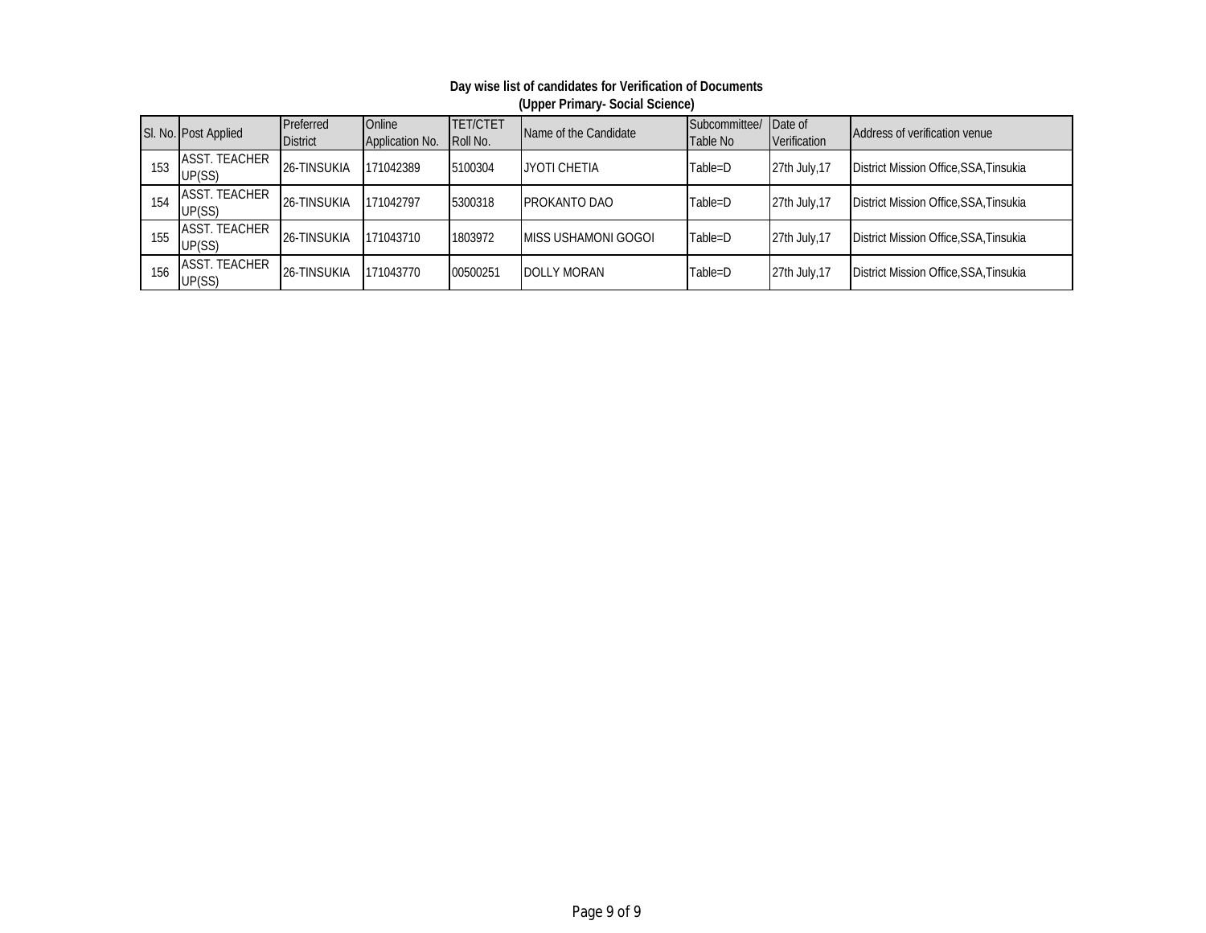**Day wise list of candidates for Verification of Documents**
**(Upper Primary- Social Science)**

| Sl. No. | Post Applied | Preferred District | Online Application No. | TET/CTET Roll No. | Name of the Candidate | Subcommittee/ Table No | Date of Verification | Address of verification venue |
|---|---|---|---|---|---|---|---|---|
| 153 | ASST. TEACHER UP(SS) | 26-TINSUKIA | 171042389 | 5100304 | JYOTI CHETIA | Table=D | 27th July,17 | District Mission Office,SSA,Tinsukia |
| 154 | ASST. TEACHER UP(SS) | 26-TINSUKIA | 171042797 | 5300318 | PROKANTO DAO | Table=D | 27th July,17 | District Mission Office,SSA,Tinsukia |
| 155 | ASST. TEACHER UP(SS) | 26-TINSUKIA | 171043710 | 1803972 | MISS USHAMONI GOGOI | Table=D | 27th July,17 | District Mission Office,SSA,Tinsukia |
| 156 | ASST. TEACHER UP(SS) | 26-TINSUKIA | 171043770 | 00500251 | DOLLY MORAN | Table=D | 27th July,17 | District Mission Office,SSA,Tinsukia |